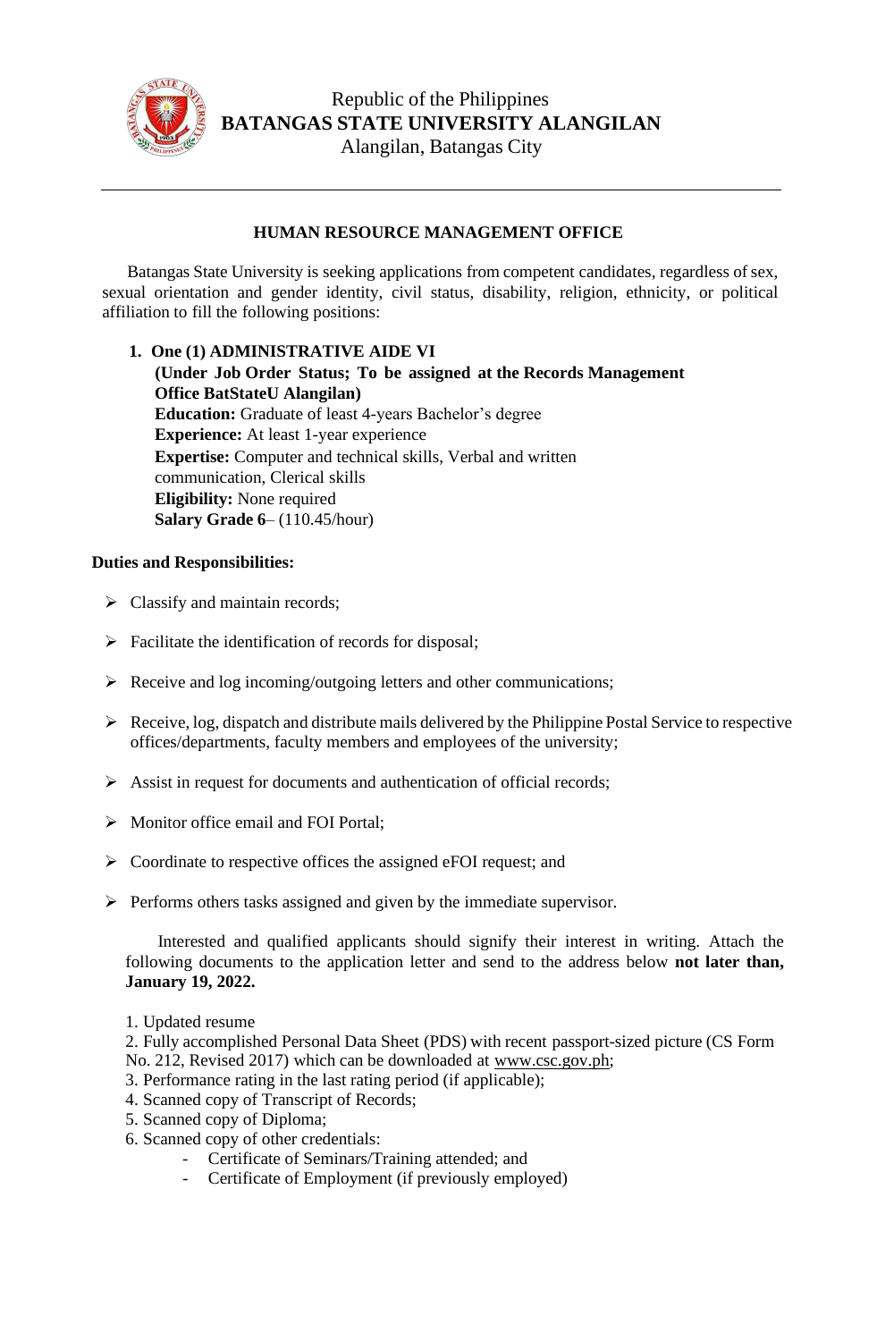Republic of the Philippines
**BATANGAS STATE UNIVERSITY ALANGILAN**
Alangilan, Batangas City

---

## HUMAN RESOURCE MANAGEMENT OFFICE

Batangas State University is seeking applications from competent candidates, regardless of sex, sexual orientation and gender identity, civil status, disability, religion, ethnicity, or political affiliation to fill the following positions:

1. **One (1) ADMINISTRATIVE AIDE VI**
   **(Under Job Order Status; To be assigned at the Records Management Office BatStateU Alangilan)**
   **Education:** Graduate of least 4-years Bachelor's degree
   **Experience:** At least 1-year experience
   **Expertise:** Computer and technical skills, Verbal and written communication, Clerical skills
   **Eligibility:** None required
   **Salary Grade 6**– (110.45/hour)

**Duties and Responsibilities:**

- Classify and maintain records;
- Facilitate the identification of records for disposal;
- Receive and log incoming/outgoing letters and other communications;
- Receive, log, dispatch and distribute mails delivered by the Philippine Postal Service to respective offices/departments, faculty members and employees of the university;
- Assist in request for documents and authentication of official records;
- Monitor office email and FOI Portal;
- Coordinate to respective offices the assigned eFOI request; and
- Performs others tasks assigned and given by the immediate supervisor.

Interested and qualified applicants should signify their interest in writing. Attach the following documents to the application letter and send to the address below **not later than, January 19, 2022.**

1. Updated resume
2. Fully accomplished Personal Data Sheet (PDS) with recent passport-sized picture (CS Form No. 212, Revised 2017) which can be downloaded at www.csc.gov.ph;
3. Performance rating in the last rating period (if applicable);
4. Scanned copy of Transcript of Records;
5. Scanned copy of Diploma;
6. Scanned copy of other credentials:
   - Certificate of Seminars/Training attended; and
   - Certificate of Employment (if previously employed)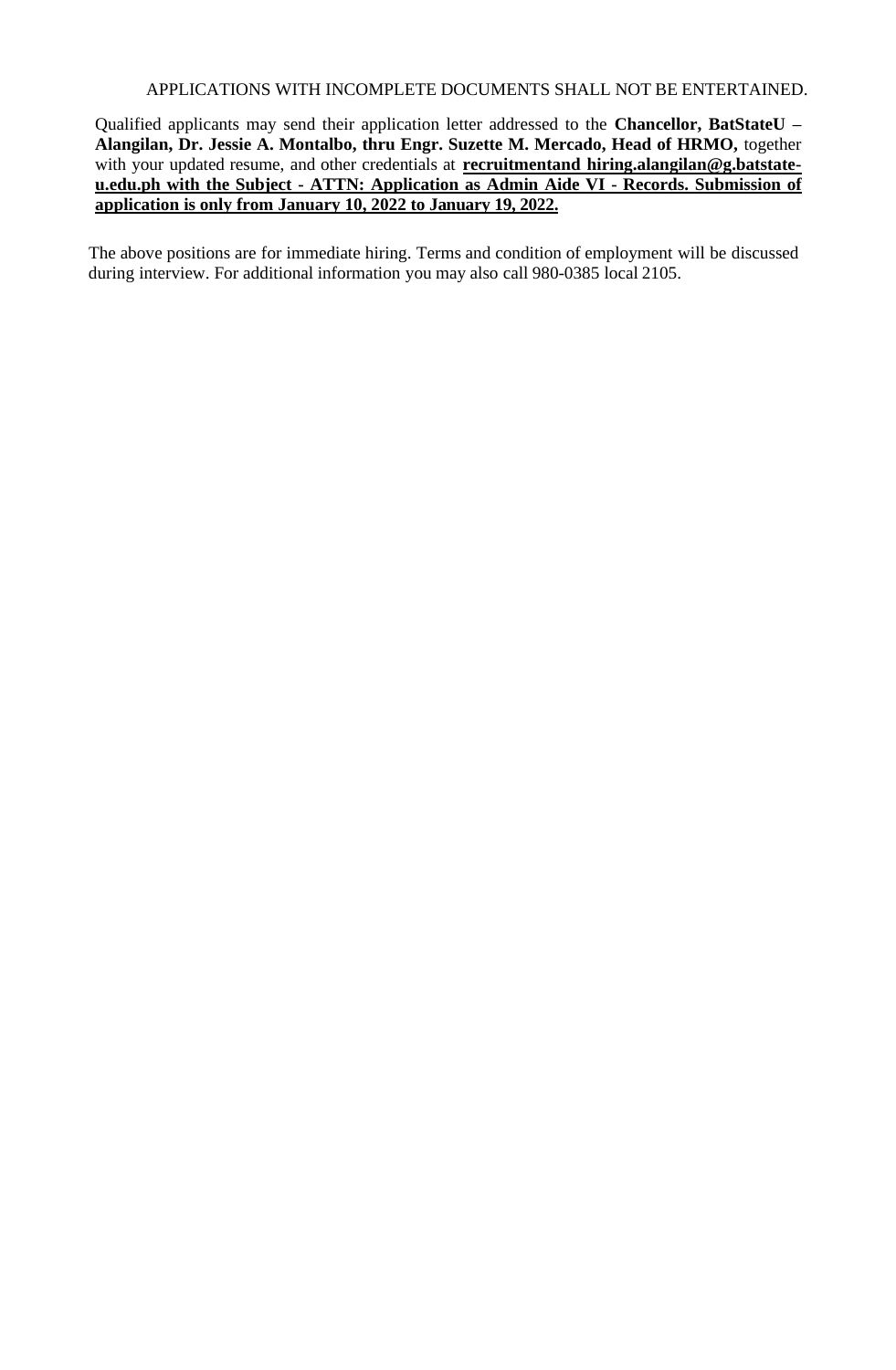APPLICATIONS WITH INCOMPLETE DOCUMENTS SHALL NOT BE ENTERTAINED.

Qualified applicants may send their application letter addressed to the **Chancellor, BatStateU – Alangilan, Dr. Jessie A. Montalbo, thru Engr. Suzette M. Mercado, Head of HRMO,** together with your updated resume, and other credentials at **recruitmentand hiring.alangilan@g.batstate-u.edu.ph with the Subject - ATTN: Application as Admin Aide VI - Records. Submission of application is only from January 10, 2022 to January 19, 2022.**

The above positions are for immediate hiring. Terms and condition of employment will be discussed during interview. For additional information you may also call 980-0385 local 2105.